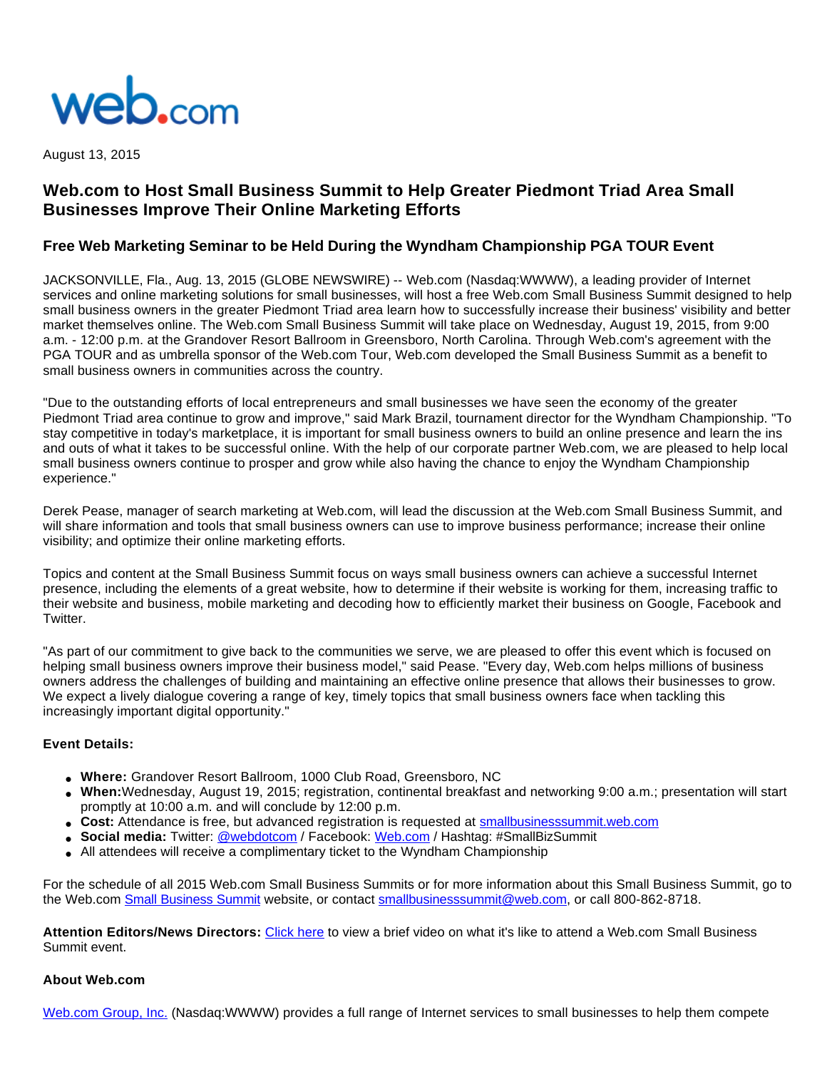web.com

August 13, 2015

# Web.com to Host Small Business Summit to Help Greater Piedmont Triad Area Small Businesses Improve Their Online Marketing Efforts

## Free Web Marketing Seminar to be Held During the Wyndham Championship PGA TOUR Event

JACKSONVILLE, Fla., Aug. 13, 2015 (GLOBE NEWSWIRE) -- Web.com (Nasdaq:WWWW), a leading provider of Internet services and online marketing solutions for small businesses, will host a free Web.com Small Business Summit designed to help small business owners in the greater Piedmont Triad area learn how to successfully increase their business' visibility and better market themselves online. The Web.com Small Business Summit will take place on Wednesday, August 19, 2015, from 9:00 a.m. - 12:00 p.m. at the Grandover Resort Ballroom in Greensboro, North Carolina. Through Web.com's agreement with the PGA TOUR and as umbrella sponsor of the Web.com Tour, Web.com developed the Small Business Summit as a benefit to small business owners in communities across the country.

"Due to the outstanding efforts of local entrepreneurs and small businesses we have seen the economy of the greater Piedmont Triad area continue to grow and improve," said Mark Brazil, tournament director for the Wyndham Championship. "To stay competitive in today's marketplace, it is important for small business owners to build an online presence and learn the ins and outs of what it takes to be successful online. With the help of our corporate partner Web.com, we are pleased to help local small business owners continue to prosper and grow while also having the chance to enjoy the Wyndham Championship experience."

Derek Pease, manager of search marketing at Web.com, will lead the discussion at the Web.com Small Business Summit, and will share information and tools that small business owners can use to improve business performance; increase their online visibility; and optimize their online marketing efforts.

Topics and content at the Small Business Summit focus on ways small business owners can achieve a successful Internet presence, including the elements of a great website, how to determine if their website is working for them, increasing traffic to their website and business, mobile marketing and decoding how to efficiently market their business on Google, Facebook and Twitter.

"As part of our commitment to give back to the communities we serve, we are pleased to offer this event which is focused on helping small business owners improve their business model," said Pease. "Every day, Web.com helps millions of business owners address the challenges of building and maintaining an effective online presence that allows their businesses to grow. We expect a lively dialogue covering a range of key, timely topics that small business owners face when tackling this increasingly important digital opportunity."

**Event Details:**

- **Where:** Grandover Resort Ballroom, 1000 Club Road, Greensboro, NC
- **When:** Wednesday, August 19, 2015; registration, continental breakfast and networking 9:00 a.m.; presentation will start promptly at 10:00 a.m. and will conclude by 12:00 p.m.
- **Cost:** Attendance is free, but advanced registration is requested at smallbusinesssummit.web.com
- **Social media:** Twitter: @webdotcom / Facebook: Web.com / Hashtag: #SmallBizSummit
- All attendees will receive a complimentary ticket to the Wyndham Championship

For the schedule of all 2015 Web.com Small Business Summits or for more information about this Small Business Summit, go to the Web.com Small Business Summit website, or contact smallbusinesssummit@web.com, or call 800-862-8718.

**Attention Editors/News Directors:** Click here to view a brief video on what it's like to attend a Web.com Small Business Summit event.

**About Web.com**

Web.com Group, Inc. (Nasdaq:WWWW) provides a full range of Internet services to small businesses to help them compete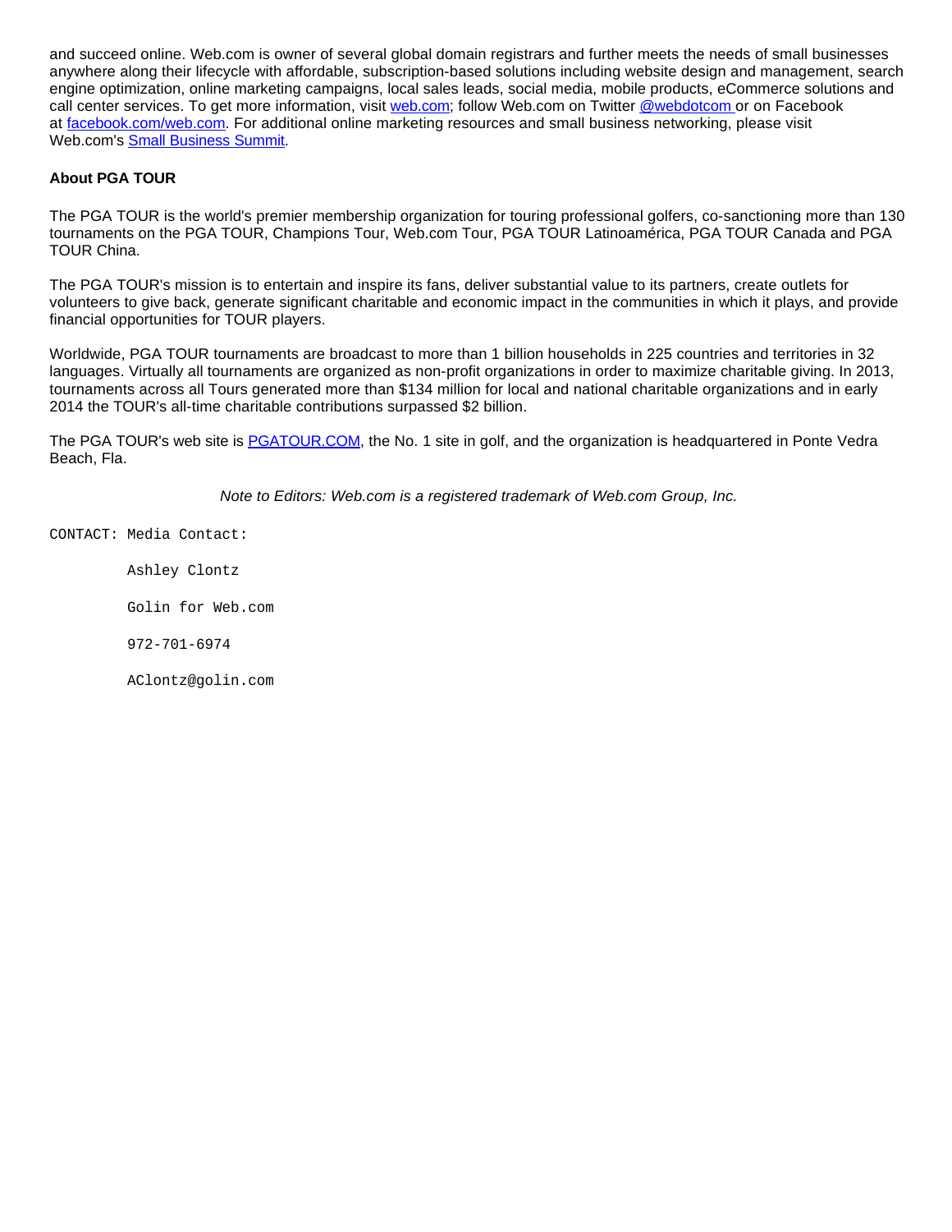and succeed online. Web.com is owner of several global domain registrars and further meets the needs of small businesses anywhere along their lifecycle with affordable, subscription-based solutions including website design and management, search engine optimization, online marketing campaigns, local sales leads, social media, mobile products, eCommerce solutions and call center services. To get more information, visit web.com; follow Web.com on Twitter @webdotcom or on Facebook at facebook.com/web.com. For additional online marketing resources and small business networking, please visit Web.com's Small Business Summit.

**About PGA TOUR**

The PGA TOUR is the world's premier membership organization for touring professional golfers, co-sanctioning more than 130 tournaments on the PGA TOUR, Champions Tour, Web.com Tour, PGA TOUR Latinoamérica, PGA TOUR Canada and PGA TOUR China.

The PGA TOUR's mission is to entertain and inspire its fans, deliver substantial value to its partners, create outlets for volunteers to give back, generate significant charitable and economic impact in the communities in which it plays, and provide financial opportunities for TOUR players.

Worldwide, PGA TOUR tournaments are broadcast to more than 1 billion households in 225 countries and territories in 32 languages. Virtually all tournaments are organized as non-profit organizations in order to maximize charitable giving. In 2013, tournaments across all Tours generated more than $134 million for local and national charitable organizations and in early 2014 the TOUR's all-time charitable contributions surpassed $2 billion.

The PGA TOUR's web site is PGATOUR.COM, the No. 1 site in golf, and the organization is headquartered in Ponte Vedra Beach, Fla.

*Note to Editors: Web.com is a registered trademark of Web.com Group, Inc.*

CONTACT: Media Contact:

Ashley Clontz

Golin for Web.com

972-701-6974

AClontz@golin.com